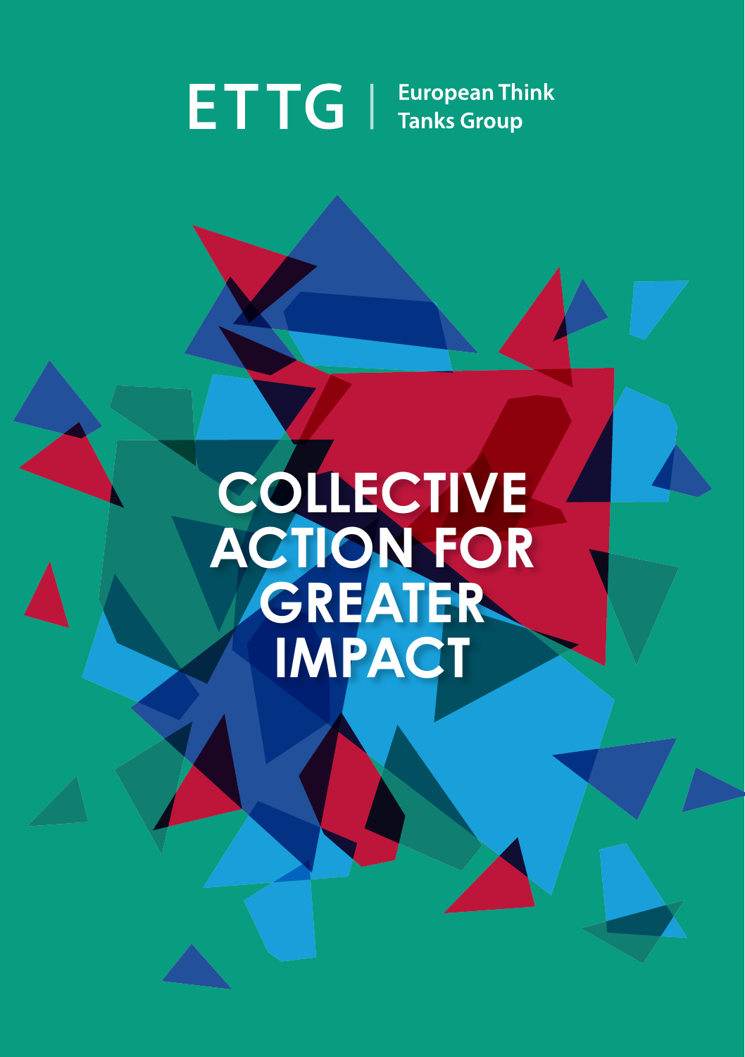ETTG | European Think Tanks Group

# COLLECTIVE ACTION FOR GREATER IMPACT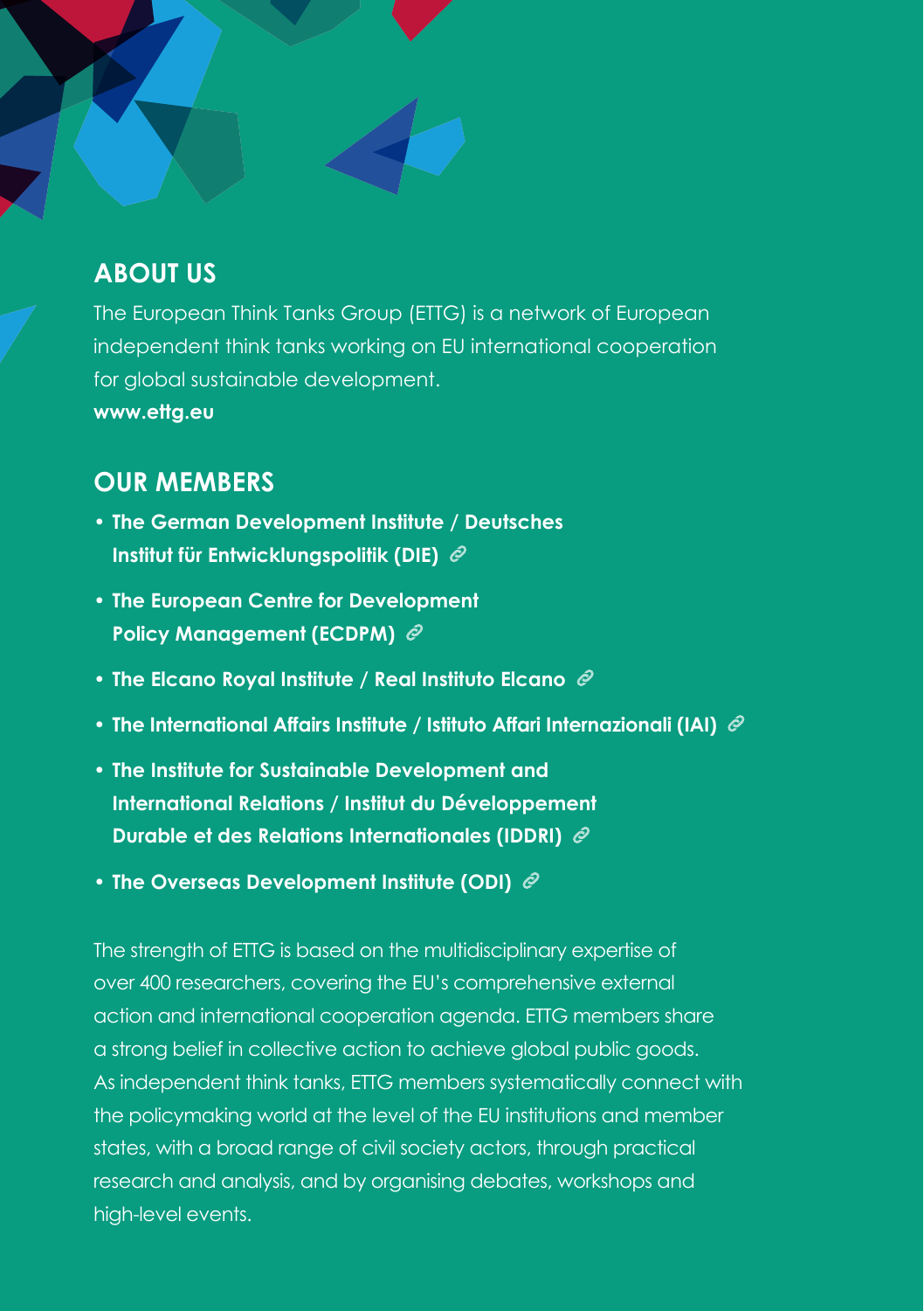## ABOUT US

The European Think Tanks Group (ETTG) is a network of European independent think tanks working on EU international cooperation for global sustainable development.

**www.ettg.eu**

## OUR MEMBERS

- **The German Development Institute / Deutsches Institut für Entwicklungspolitik (DIE)**
- **The European Centre for Development Policy Management (ECDPM)**
- **The Elcano Royal Institute / Real Instituto Elcano**
- **The International Affairs Institute / Istituto Affari Internazionali (IAI)**
- **The Institute for Sustainable Development and International Relations / Institut du Développement Durable et des Relations Internationales (IDDRI)**
- **The Overseas Development Institute (ODI)**

The strength of ETTG is based on the multidisciplinary expertise of over 400 researchers, covering the EU's comprehensive external action and international cooperation agenda. ETTG members share a strong belief in collective action to achieve global public goods. As independent think tanks, ETTG members systematically connect with the policymaking world at the level of the EU institutions and member states, with a broad range of civil society actors, through practical research and analysis, and by organising debates, workshops and high-level events.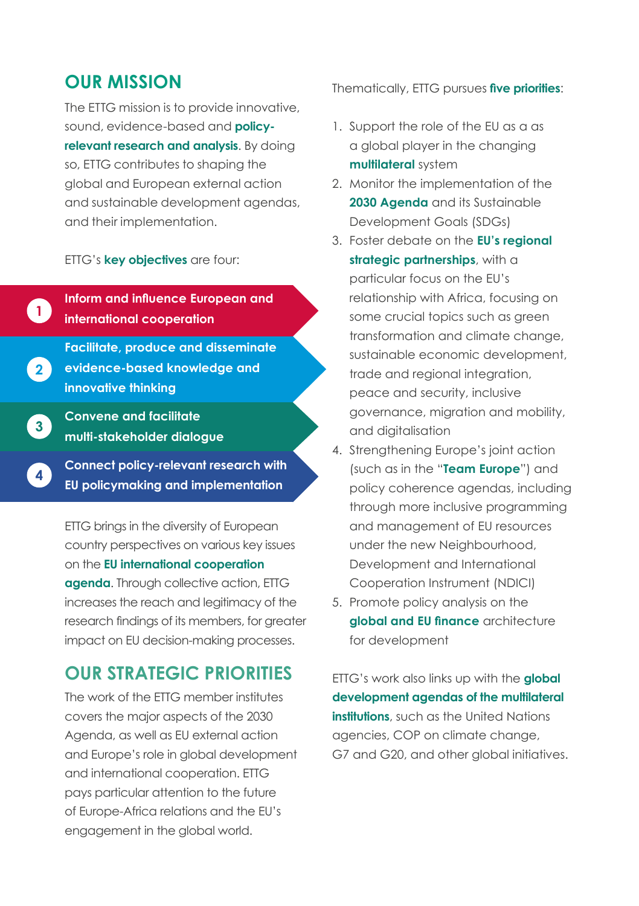## OUR MISSION

The ETTG mission is to provide innovative, sound, evidence-based and **policy-relevant research and analysis**. By doing so, ETTG contributes to shaping the global and European external action and sustainable development agendas, and their implementation.

ETTG's **key objectives** are four:

1. **Inform and influence European and international cooperation**
2. **Facilitate, produce and disseminate evidence-based knowledge and innovative thinking**
3. **Convene and facilitate multi-stakeholder dialogue**
4. **Connect policy-relevant research with EU policymaking and implementation**

ETTG brings in the diversity of European country perspectives on various key issues on the **EU international cooperation agenda**. Through collective action, ETTG increases the reach and legitimacy of the research findings of its members, for greater impact on EU decision-making processes.

## OUR STRATEGIC PRIORITIES

The work of the ETTG member institutes covers the major aspects of the 2030 Agenda, as well as EU external action and Europe's role in global development and international cooperation. ETTG pays particular attention to the future of Europe-Africa relations and the EU's engagement in the global world.

Thematically, ETTG pursues **five priorities**:

1. Support the role of the EU as a as a global player in the changing **multilateral** system
2. Monitor the implementation of the **2030 Agenda** and its Sustainable Development Goals (SDGs)
3. Foster debate on the **EU's regional strategic partnerships**, with a particular focus on the EU's relationship with Africa, focusing on some crucial topics such as green transformation and climate change, sustainable economic development, trade and regional integration, peace and security, inclusive governance, migration and mobility, and digitalisation
4. Strengthening Europe's joint action (such as in the "**Team Europe**") and policy coherence agendas, including through more inclusive programming and management of EU resources under the new Neighbourhood, Development and International Cooperation Instrument (NDICI)
5. Promote policy analysis on the **global and EU finance** architecture for development

ETTG's work also links up with the **global development agendas of the multilateral institutions**, such as the United Nations agencies, COP on climate change, G7 and G20, and other global initiatives.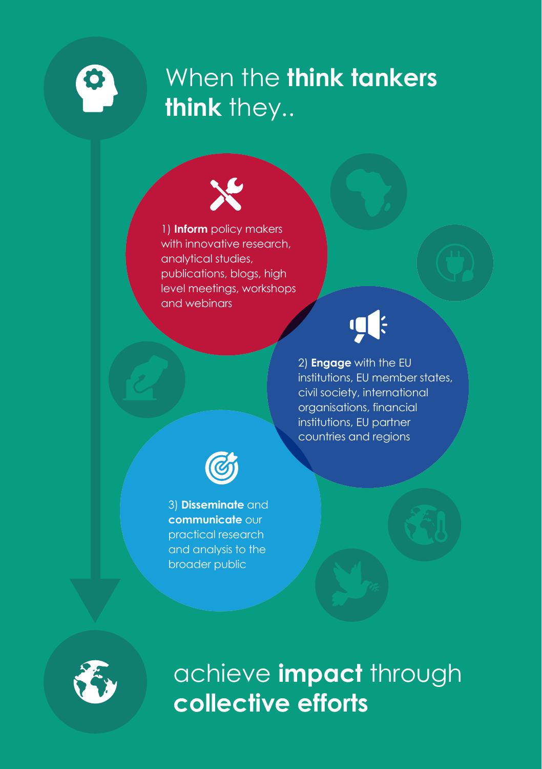# When the **think tankers think** they..

1) **Inform** policy makers with innovative research, analytical studies, publications, blogs, high level meetings, workshops and webinars

2) **Engage** with the EU institutions, EU member states, civil society, international organisations, financial institutions, EU partner countries and regions

3) **Disseminate** and **communicate** our practical research and analysis to the broader public

# achieve **impact** through **collective efforts**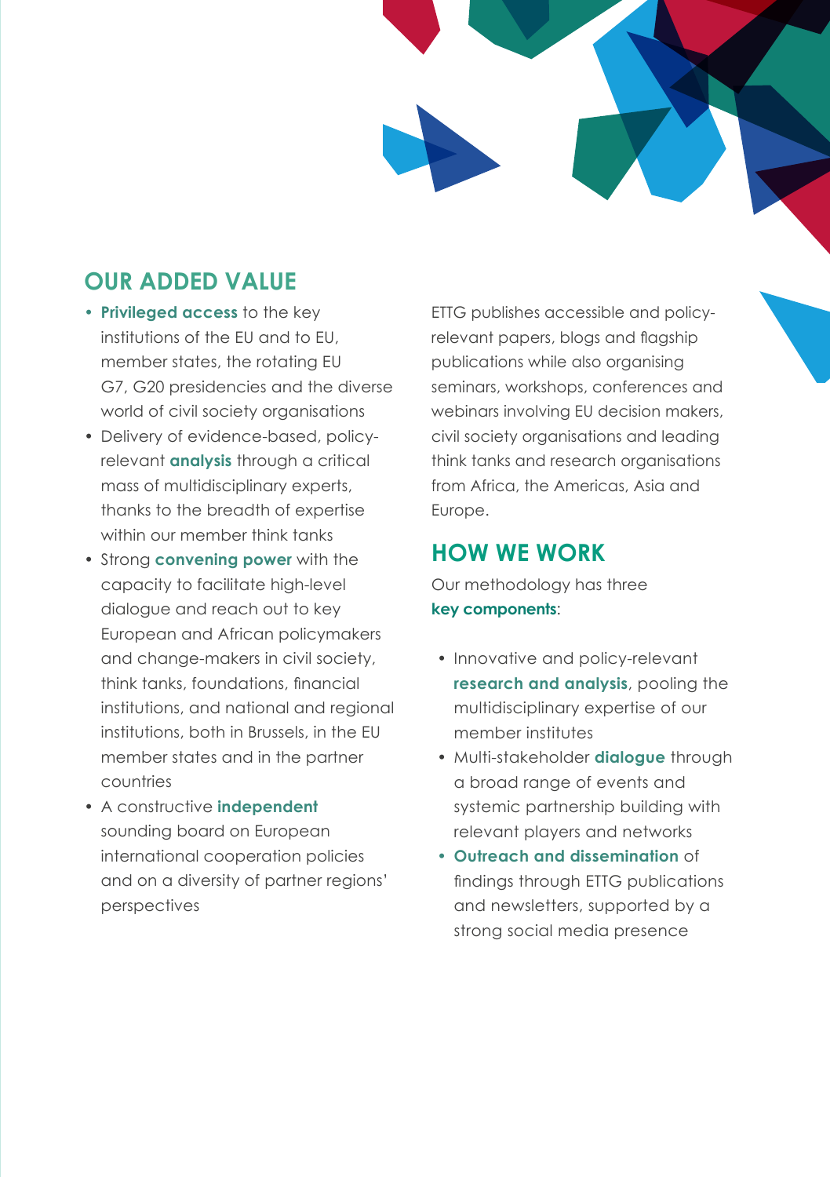## OUR ADDED VALUE

- **Privileged access** to the key institutions of the EU and to EU, member states, the rotating EU G7, G20 presidencies and the diverse world of civil society organisations
- Delivery of evidence-based, policy-relevant **analysis** through a critical mass of multidisciplinary experts, thanks to the breadth of expertise within our member think tanks
- Strong **convening power** with the capacity to facilitate high-level dialogue and reach out to key European and African policymakers and change-makers in civil society, think tanks, foundations, financial institutions, and national and regional institutions, both in Brussels, in the EU member states and in the partner countries
- A constructive **independent** sounding board on European international cooperation policies and on a diversity of partner regions' perspectives

ETTG publishes accessible and policy-relevant papers, blogs and flagship publications while also organising seminars, workshops, conferences and webinars involving EU decision makers, civil society organisations and leading think tanks and research organisations from Africa, the Americas, Asia and Europe.

## HOW WE WORK

Our methodology has three **key components**:

- Innovative and policy-relevant **research and analysis**, pooling the multidisciplinary expertise of our member institutes
- Multi-stakeholder **dialogue** through a broad range of events and systemic partnership building with relevant players and networks
- **Outreach and dissemination** of findings through ETTG publications and newsletters, supported by a strong social media presence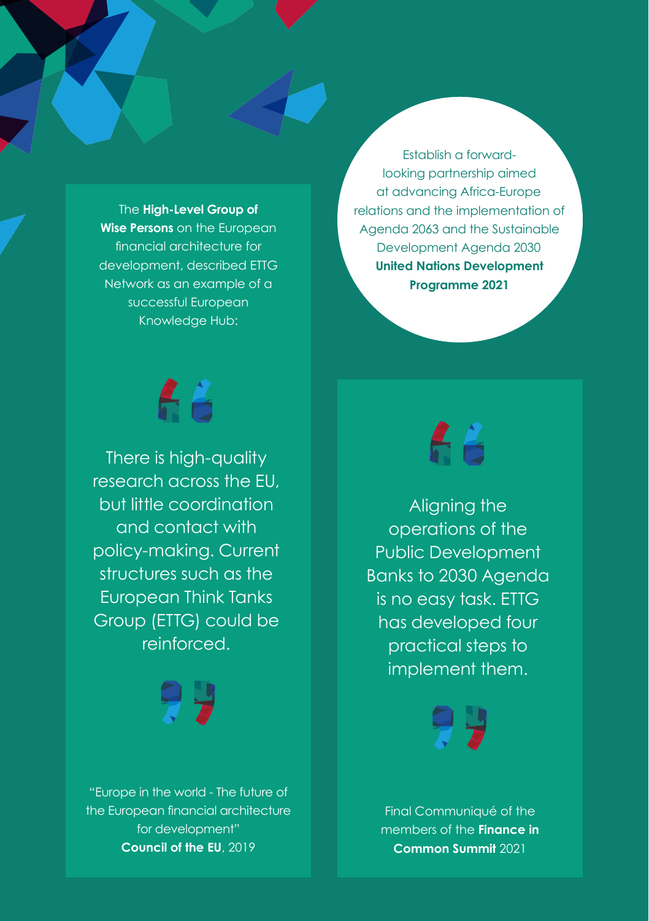The **High-Level Group of Wise Persons** on the European financial architecture for development, described ETTG Network as an example of a successful European Knowledge Hub:

> There is high-quality research across the EU, but little coordination and contact with policy-making. Current structures such as the European Think Tanks Group (ETTG) could be reinforced.

"Europe in the world - The future of the European financial architecture for development"
**Council of the EU**, 2019

Establish a forward-looking partnership aimed at advancing Africa-Europe relations and the implementation of Agenda 2063 and the Sustainable Development Agenda 2030
**United Nations Development Programme 2021**

> Aligning the operations of the Public Development Banks to 2030 Agenda is no easy task. ETTG has developed four practical steps to implement them.

Final Communiqué of the members of the **Finance in Common Summit** 2021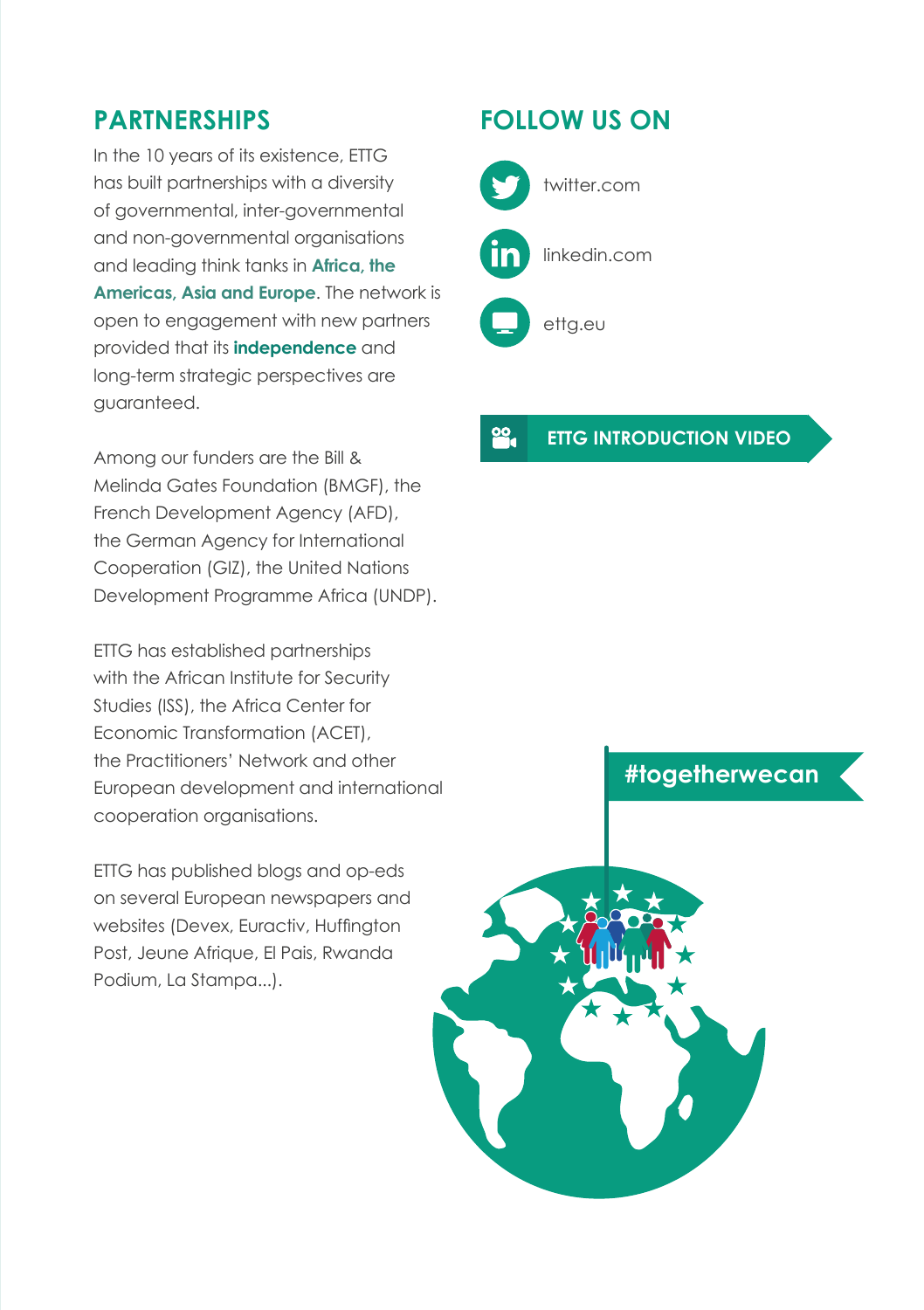## PARTNERSHIPS

In the 10 years of its existence, ETTG has built partnerships with a diversity of governmental, inter-governmental and non-governmental organisations and leading think tanks in **Africa, the Americas, Asia and Europe**. The network is open to engagement with new partners provided that its **independence** and long-term strategic perspectives are guaranteed.

Among our funders are the Bill & Melinda Gates Foundation (BMGF), the French Development Agency (AFD), the German Agency for International Cooperation (GIZ), the United Nations Development Programme Africa (UNDP).

ETTG has established partnerships with the African Institute for Security Studies (ISS), the Africa Center for Economic Transformation (ACET), the Practitioners' Network and other European development and international cooperation organisations.

ETTG has published blogs and op-eds on several European newspapers and websites (Devex, Euractiv, Huffington Post, Jeune Afrique, El Pais, Rwanda Podium, La Stampa...).

## FOLLOW US ON

twitter.com

linkedin.com

ettg.eu

**ETTG INTRODUCTION VIDEO**

**#togetherwecan**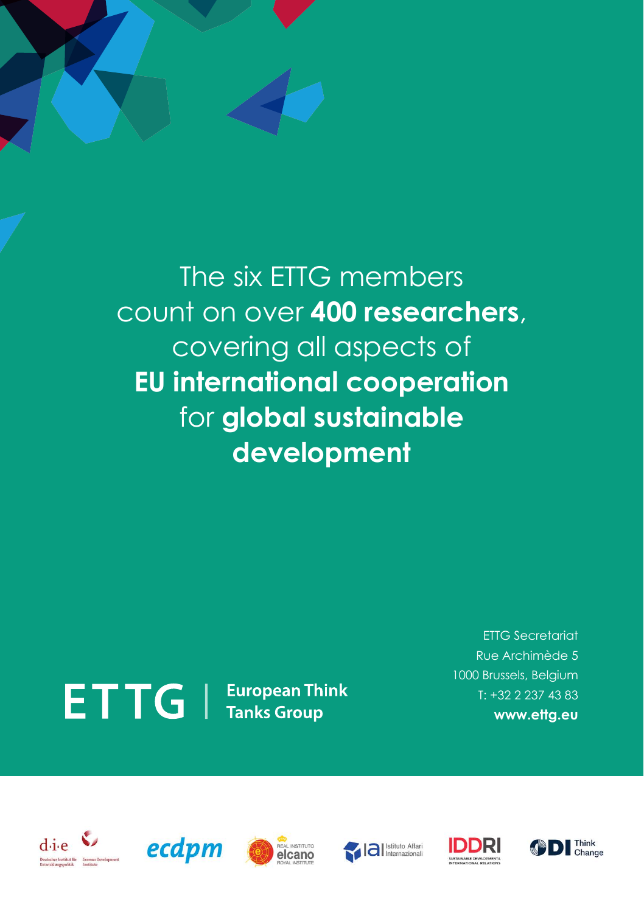The six ETTG members count on over **400 researchers**, covering all aspects of **EU international cooperation** for **global sustainable development**

**ETTG** | **European Think Tanks Group**

ETTG Secretariat
Rue Archimède 5
1000 Brussels, Belgium
T: +32 2 237 43 83
**www.ettg.eu**

d·i·e Deutsches Institut für Entwicklungspolitik German Development Institute

ecdpm

Real Instituto elcano Royal Institute

IAI Istituto Affari Internazionali

IDDRI Sustainable Development & International Relations

ODI Think Change